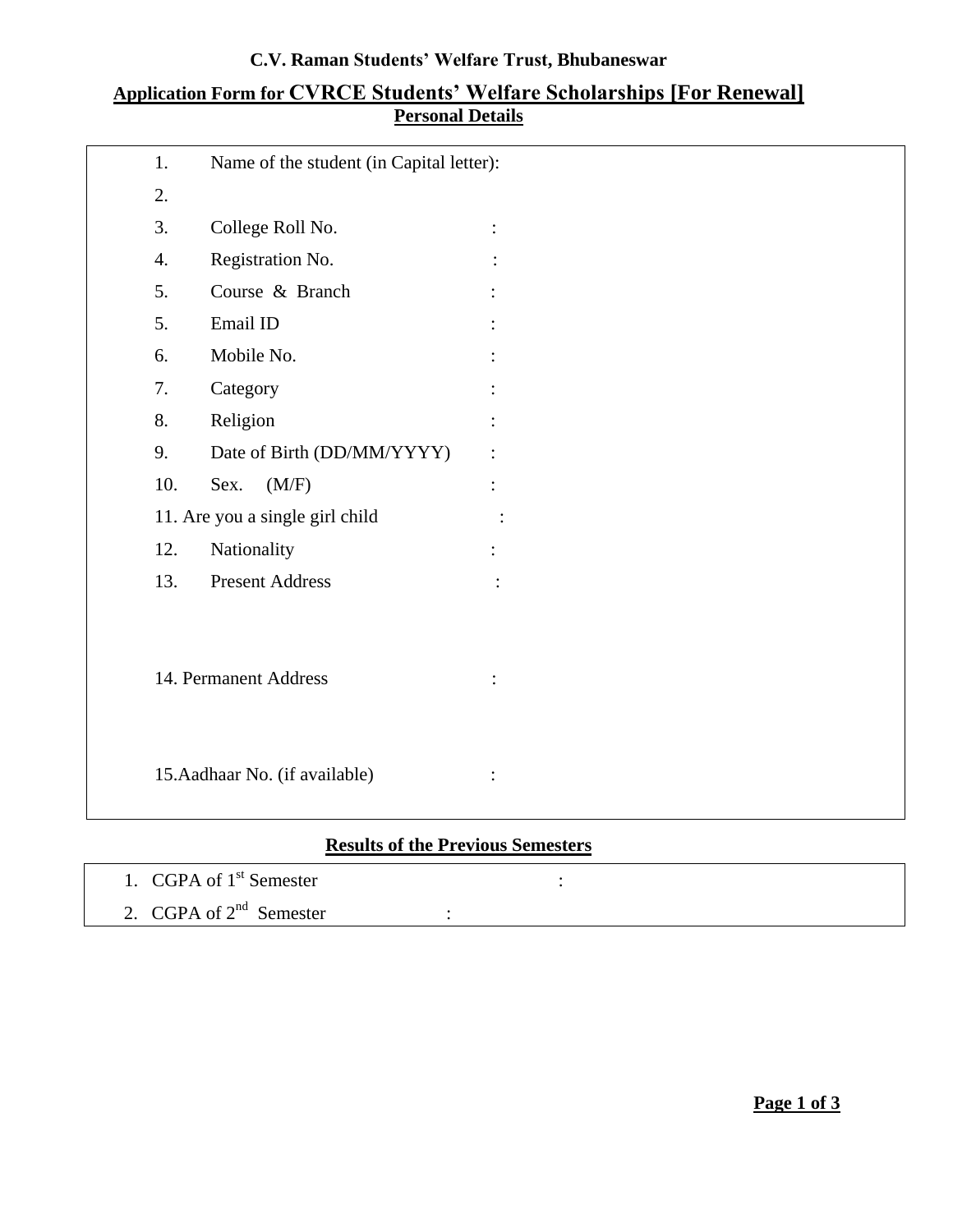**C.V. Raman Students' Welfare Trust, Bhubaneswar**

# Application Form for CVRCE Students' Welfare Scholarships [For Renewal]

## Personal Details

1. Name of the student (in Capital letter):
2.
3. College Roll No. :
4. Registration No. :
5. Course & Branch :
5. Email ID :
6. Mobile No. :
7. Category :
8. Religion :
9. Date of Birth (DD/MM/YYYY) :
10. Sex. (M/F) :
11. Are you a single girl child :
12. Nationality :
13. Present Address :

14. Permanent Address :

15. Aadhaar No. (if available) :

## Results of the Previous Semesters

1. CGPA of 1st Semester :
2. CGPA of 2nd Semester :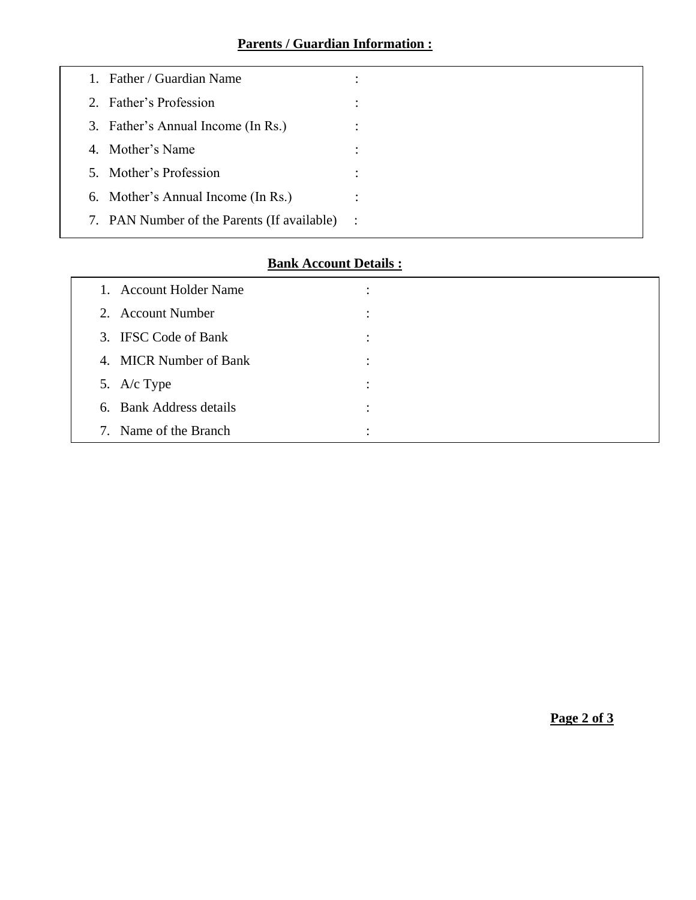**Parents / Guardian Information :**

| | | |
|---|---|---|
| 1. Father / Guardian Name | : | |
| 2. Father's Profession | : | |
| 3. Father's Annual Income (In Rs.) | : | |
| 4. Mother's Name | : | |
| 5. Mother's Profession | : | |
| 6. Mother's Annual Income (In Rs.) | : | |
| 7. PAN Number of the Parents (If available) | : | |

**Bank Account Details :**

| | | |
|---|---|---|
| 1. Account Holder Name | : | |
| 2. Account Number | : | |
| 3. IFSC Code of Bank | : | |
| 4. MICR Number of Bank | : | |
| 5. A/c Type | : | |
| 6. Bank Address details | : | |
| 7. Name of the Branch | : | |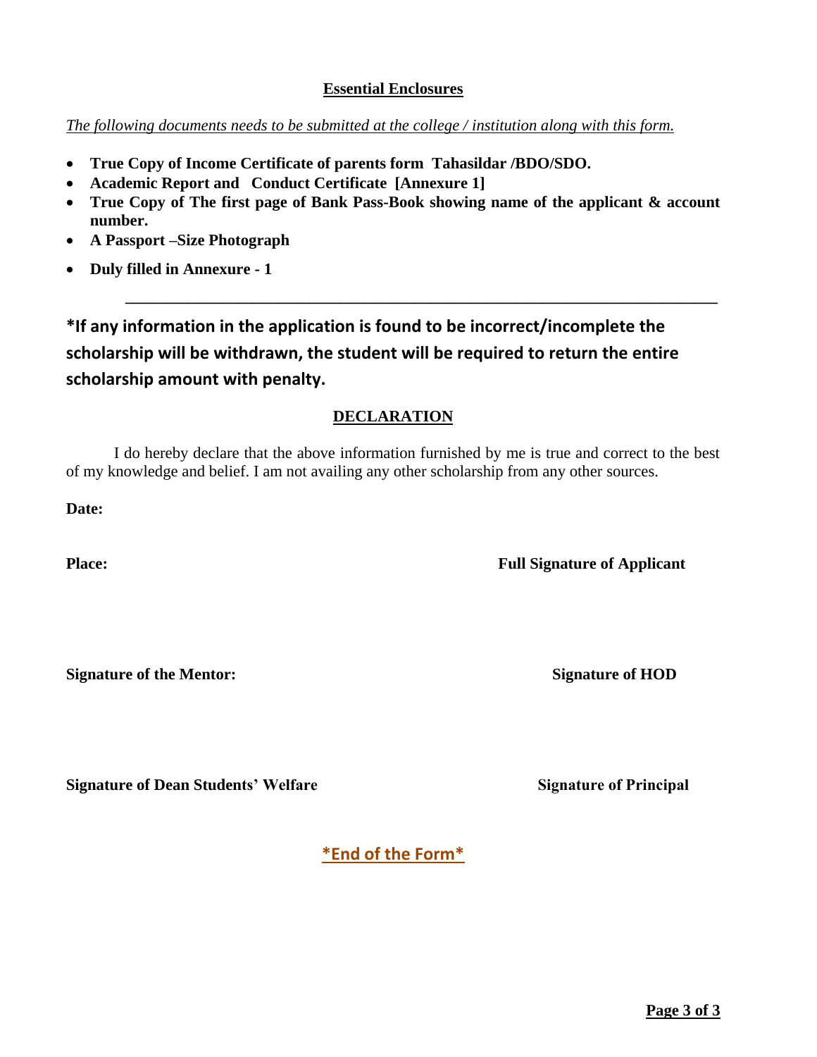## Essential Enclosures

*The following documents needs to be submitted at the college / institution along with this form.*

- **True Copy of Income Certificate of parents form Tahasildar /BDO/SDO.**
- **Academic Report and Conduct Certificate [Annexure 1]**
- **True Copy of The first page of Bank Pass-Book showing name of the applicant & account number.**
- **A Passport –Size Photograph**
- **Duly filled in Annexure - 1**

---

**\*If any information in the application is found to be incorrect/incomplete the scholarship will be withdrawn, the student will be required to return the entire scholarship amount with penalty.**

## DECLARATION

I do hereby declare that the above information furnished by me is true and correct to the best of my knowledge and belief. I am not availing any other scholarship from any other sources.

**Date:**

**Place:** **Full Signature of Applicant**

**Signature of the Mentor:** **Signature of HOD**

**Signature of Dean Students' Welfare** **Signature of Principal**

**\*End of the Form\***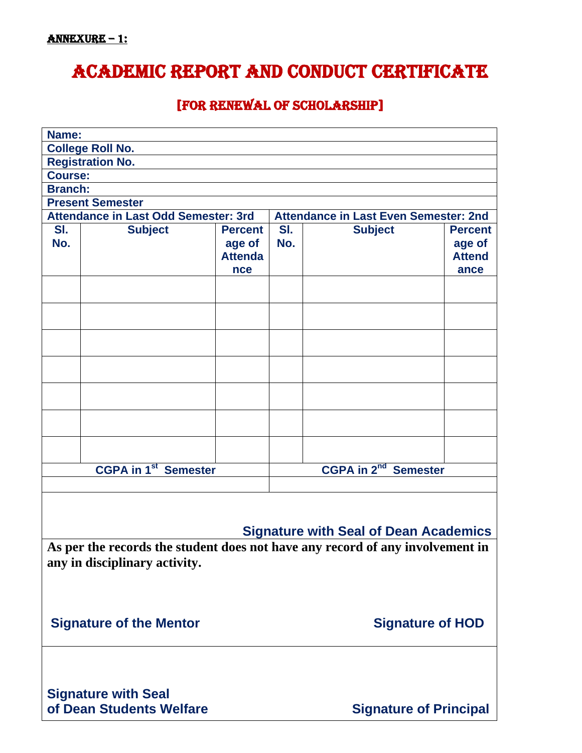**ANNEXURE – 1:**

# ACADEMIC REPORT AND CONDUCT CERTIFICATE

## [FOR RENEWAL OF SCHOLARSHIP]

| **Name:** | | | | | |
|---|---|---|---|---|---|
| **College Roll No.** | | | | | |
| **Registration No.** | | | | | |
| **Course:** | | | | | |
| **Branch:** | | | | | |
| **Present Semester** | | | | | |
| **Attendance in Last Odd Semester: 3rd** | | | **Attendance in Last Even Semester: 2nd** | | |
| **Sl. No.** | **Subject** | **Percentage of Attendance** | **Sl. No.** | **Subject** | **Percentage of Attendance** |
| | | | | | |
| | | | | | |
| | | | | | |
| | | | | | |
| | | | | | |
| | | | | | |
| | | | | | |
| **CGPA in 1st Semester** | | | **CGPA in 2nd Semester** | | |
| | | | | | |

**Signature with Seal of Dean Academics**

**As per the records the student does not have any record of any involvement in any in disciplinary activity.**

**Signature of the Mentor** **Signature of HOD**

**Signature with Seal of Dean Students Welfare** **Signature of Principal**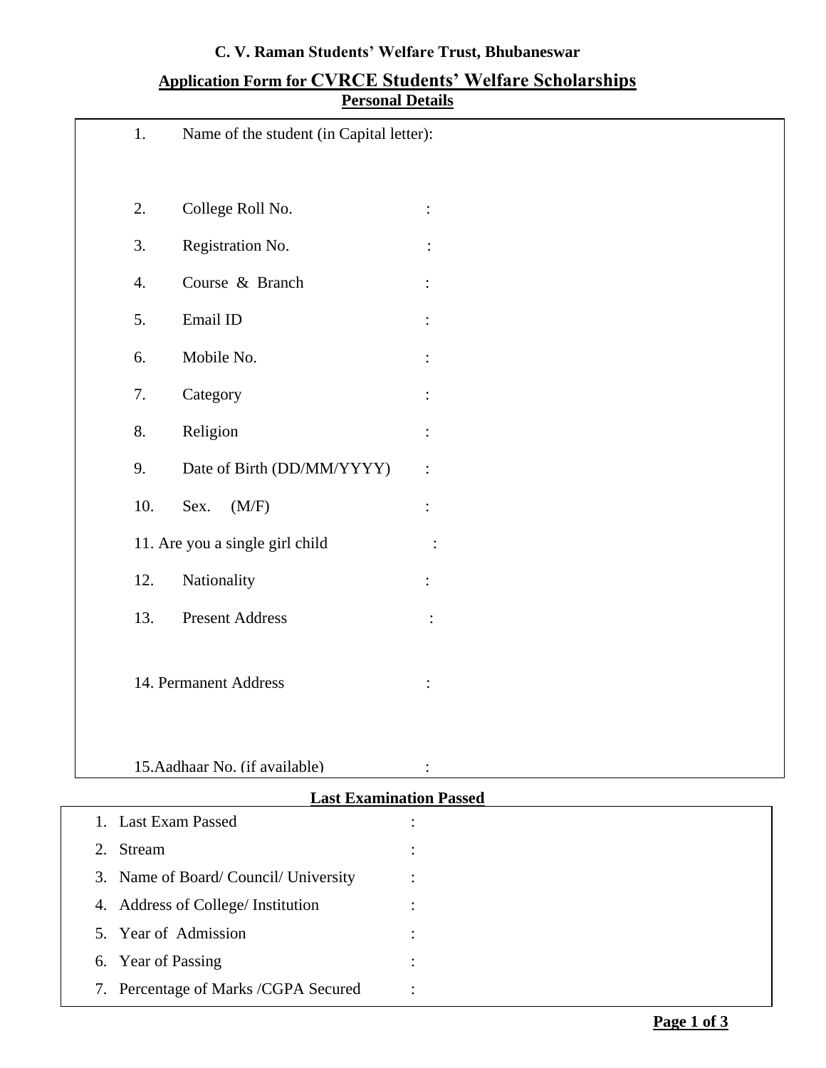**C. V. Raman Students' Welfare Trust, Bhubaneswar**

## Application Form for CVRCE Students' Welfare Scholarships

### Personal Details

1. Name of the student (in Capital letter):
2. College Roll No. :
3. Registration No. :
4. Course & Branch :
5. Email ID :
6. Mobile No. :
7. Category :
8. Religion :
9. Date of Birth (DD/MM/YYYY) :
10. Sex. (M/F) :
11. Are you a single girl child :
12. Nationality :
13. Present Address :
14. Permanent Address :
15. Aadhaar No. (if available) :

### Last Examination Passed

1. Last Exam Passed :
2. Stream :
3. Name of Board/ Council/ University :
4. Address of College/ Institution :
5. Year of Admission :
6. Year of Passing :
7. Percentage of Marks /CGPA Secured :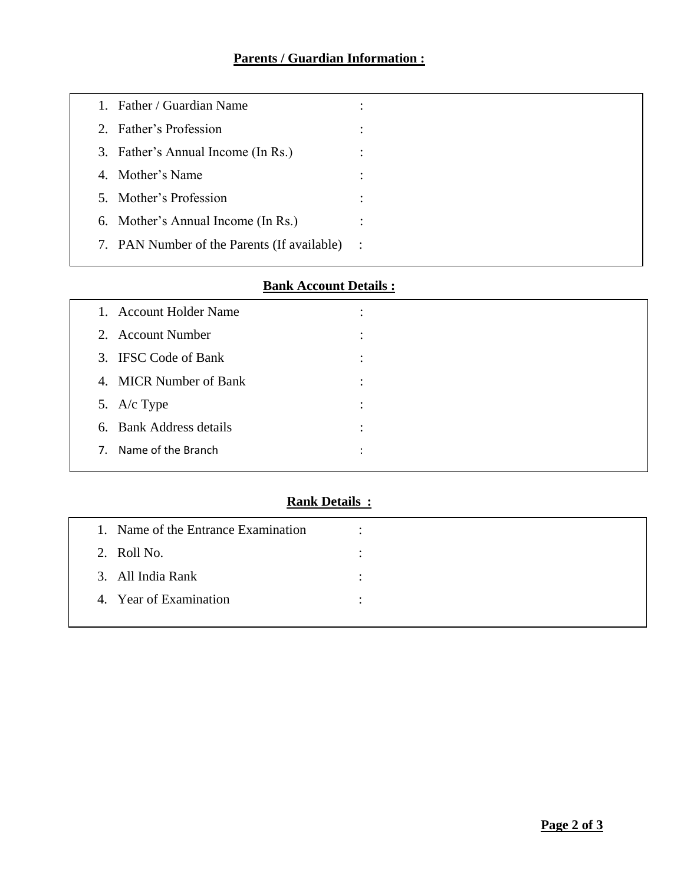## Parents / Guardian Information :

1. Father / Guardian Name :
2. Father's Profession :
3. Father's Annual Income (In Rs.) :
4. Mother's Name :
5. Mother's Profession :
6. Mother's Annual Income (In Rs.) :
7. PAN Number of the Parents (If available) :

## Bank Account Details :

1. Account Holder Name :
2. Account Number :
3. IFSC Code of Bank :
4. MICR Number of Bank :
5. A/c Type :
6. Bank Address details :
7. Name of the Branch :

## Rank Details :

1. Name of the Entrance Examination :
2. Roll No. :
3. All India Rank :
4. Year of Examination :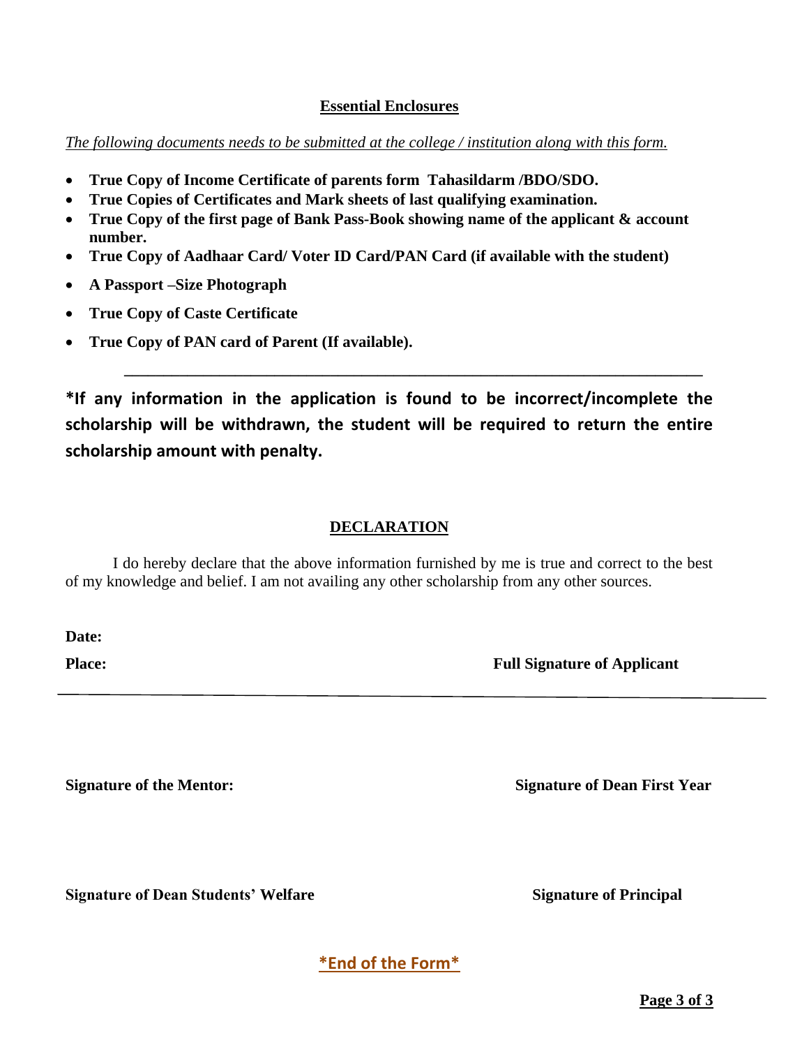## Essential Enclosures

*The following documents needs to be submitted at the college / institution along with this form.*

- **True Copy of Income Certificate of parents form Tahasildarm /BDO/SDO.**
- **True Copies of Certificates and Mark sheets of last qualifying examination.**
- **True Copy of the first page of Bank Pass-Book showing name of the applicant & account number.**
- **True Copy of Aadhaar Card/ Voter ID Card/PAN Card (if available with the student)**
- **A Passport –Size Photograph**
- **True Copy of Caste Certificate**
- **True Copy of PAN card of Parent (If available).**

---

**\*If any information in the application is found to be incorrect/incomplete the scholarship will be withdrawn, the student will be required to return the entire scholarship amount with penalty.**

## DECLARATION

I do hereby declare that the above information furnished by me is true and correct to the best of my knowledge and belief. I am not availing any other scholarship from any other sources.

**Date:**

**Place:** **Full Signature of Applicant**

---

**Signature of the Mentor:** **Signature of Dean First Year**

**Signature of Dean Students' Welfare** **Signature of Principal**

**\*End of the Form\***